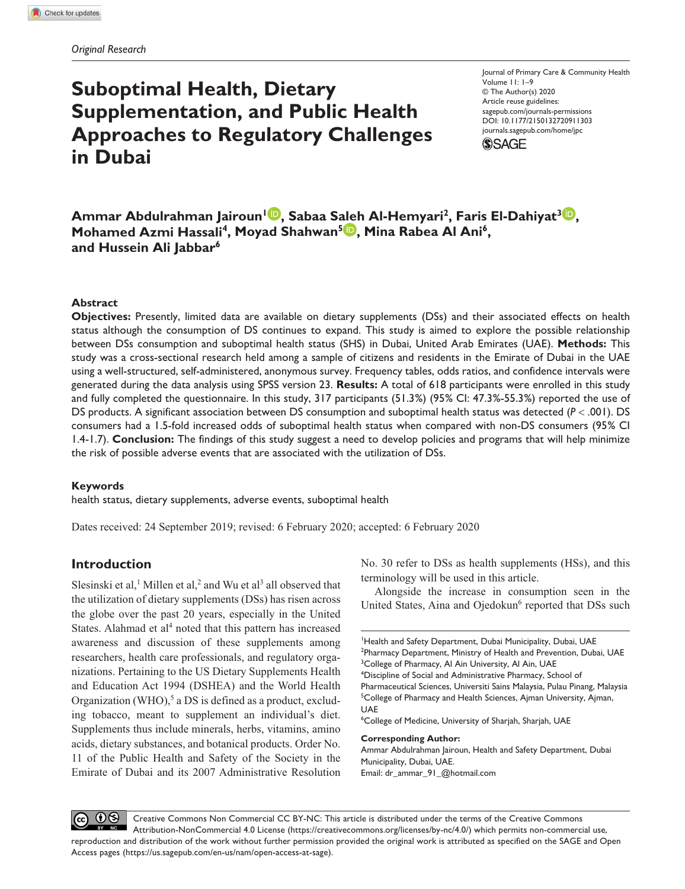*Original Research*

# Suboptimal Health, Dietary Supplementation, and Public Health Approaches to Regulatory Challenges in Dubai

Journal of Primary Care & Community Health
Volume 11: 1–9
© The Author(s) 2020
Article reuse guidelines:
sagepub.com/journals-permissions
DOI: 10.1177/2150132720911303
journals.sagepub.com/home/jpc

**Ammar Abdulrahman Jairoun[1], Sabaa Saleh Al-Hemyari[2], Faris El-Dahiyat[3], Mohamed Azmi Hassali[4], Moyad Shahwan[5], Mina Rabea Al Ani[6], and Hussein Ali Jabbar[6]**

### Abstract

**Objectives:** Presently, limited data are available on dietary supplements (DSs) and their associated effects on health status although the consumption of DS continues to expand. This study is aimed to explore the possible relationship between DSs consumption and suboptimal health status (SHS) in Dubai, United Arab Emirates (UAE). **Methods:** This study was a cross-sectional research held among a sample of citizens and residents in the Emirate of Dubai in the UAE using a well-structured, self-administered, anonymous survey. Frequency tables, odds ratios, and confidence intervals were generated during the data analysis using SPSS version 23. **Results:** A total of 618 participants were enrolled in this study and fully completed the questionnaire. In this study, 317 participants (51.3%) (95% CI: 47.3%-55.3%) reported the use of DS products. A significant association between DS consumption and suboptimal health status was detected ($P < .001$). DS consumers had a 1.5-fold increased odds of suboptimal health status when compared with non-DS consumers (95% CI 1.4-1.7). **Conclusion:** The findings of this study suggest a need to develop policies and programs that will help minimize the risk of possible adverse events that are associated with the utilization of DSs.

### Keywords

health status, dietary supplements, adverse events, suboptimal health

Dates received: 24 September 2019; revised: 6 February 2020; accepted: 6 February 2020

## Introduction

Slesinski et al,[1] Millen et al,[2] and Wu et al[3] all observed that the utilization of dietary supplements (DSs) has risen across the globe over the past 20 years, especially in the United States. Alahmad et al[4] noted that this pattern has increased awareness and discussion of these supplements among researchers, health care professionals, and regulatory organizations. Pertaining to the US Dietary Supplements Health and Education Act 1994 (DSHEA) and the World Health Organization (WHO),[5] a DS is defined as a product, excluding tobacco, meant to supplement an individual's diet. Supplements thus include minerals, herbs, vitamins, amino acids, dietary substances, and botanical products. Order No. 11 of the Public Health and Safety of the Society in the Emirate of Dubai and its 2007 Administrative Resolution No. 30 refer to DSs as health supplements (HSs), and this terminology will be used in this article.

Alongside the increase in consumption seen in the United States, Aina and Ojedokun[6] reported that DSs such

---

[1]Health and Safety Department, Dubai Municipality, Dubai, UAE
[2]Pharmacy Department, Ministry of Health and Prevention, Dubai, UAE
[3]College of Pharmacy, Al Ain University, Al Ain, UAE
[4]Discipline of Social and Administrative Pharmacy, School of Pharmaceutical Sciences, Universiti Sains Malaysia, Pulau Pinang, Malaysia
[5]College of Pharmacy and Health Sciences, Ajman University, Ajman, UAE
[6]College of Medicine, University of Sharjah, Sharjah, UAE

**Corresponding Author:**
Ammar Abdulrahman Jairoun, Health and Safety Department, Dubai Municipality, Dubai, UAE.
Email: dr_ammar_91_@hotmail.com

Creative Commons Non Commercial CC BY-NC: This article is distributed under the terms of the Creative Commons Attribution-NonCommercial 4.0 License (https://creativecommons.org/licenses/by-nc/4.0/) which permits non-commercial use, reproduction and distribution of the work without further permission provided the original work is attributed as specified on the SAGE and Open Access pages (https://us.sagepub.com/en-us/nam/open-access-at-sage).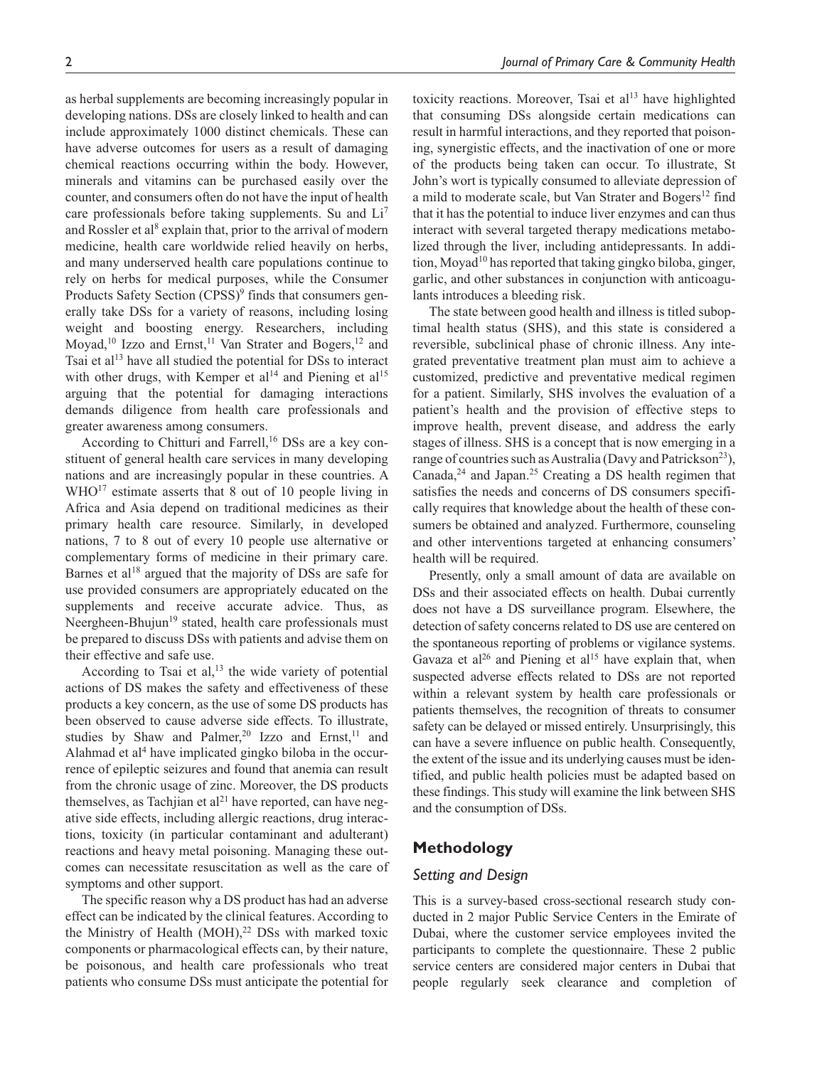as herbal supplements are becoming increasingly popular in developing nations. DSs are closely linked to health and can include approximately 1000 distinct chemicals. These can have adverse outcomes for users as a result of damaging chemical reactions occurring within the body. However, minerals and vitamins can be purchased easily over the counter, and consumers often do not have the input of health care professionals before taking supplements. Su and Li[7] and Rossler et al[8] explain that, prior to the arrival of modern medicine, health care worldwide relied heavily on herbs, and many underserved health care populations continue to rely on herbs for medical purposes, while the Consumer Products Safety Section (CPSS)[9] finds that consumers generally take DSs for a variety of reasons, including losing weight and boosting energy. Researchers, including Moyad,[10] Izzo and Ernst,[11] Van Strater and Bogers,[12] and Tsai et al[13] have all studied the potential for DSs to interact with other drugs, with Kemper et al[14] and Piening et al[15] arguing that the potential for damaging interactions demands diligence from health care professionals and greater awareness among consumers.

According to Chitturi and Farrell,[16] DSs are a key constituent of general health care services in many developing nations and are increasingly popular in these countries. A WHO[17] estimate asserts that 8 out of 10 people living in Africa and Asia depend on traditional medicines as their primary health care resource. Similarly, in developed nations, 7 to 8 out of every 10 people use alternative or complementary forms of medicine in their primary care. Barnes et al[18] argued that the majority of DSs are safe for use provided consumers are appropriately educated on the supplements and receive accurate advice. Thus, as Neergheen-Bhujun[19] stated, health care professionals must be prepared to discuss DSs with patients and advise them on their effective and safe use.

According to Tsai et al,[13] the wide variety of potential actions of DS makes the safety and effectiveness of these products a key concern, as the use of some DS products has been observed to cause adverse side effects. To illustrate, studies by Shaw and Palmer,[20] Izzo and Ernst,[11] and Alahmad et al[4] have implicated gingko biloba in the occurrence of epileptic seizures and found that anemia can result from the chronic usage of zinc. Moreover, the DS products themselves, as Tachjian et al[21] have reported, can have negative side effects, including allergic reactions, drug interactions, toxicity (in particular contaminant and adulterant) reactions and heavy metal poisoning. Managing these outcomes can necessitate resuscitation as well as the care of symptoms and other support.

The specific reason why a DS product has had an adverse effect can be indicated by the clinical features. According to the Ministry of Health (MOH),[22] DSs with marked toxic components or pharmacological effects can, by their nature, be poisonous, and health care professionals who treat patients who consume DSs must anticipate the potential for toxicity reactions. Moreover, Tsai et al[13] have highlighted that consuming DSs alongside certain medications can result in harmful interactions, and they reported that poisoning, synergistic effects, and the inactivation of one or more of the products being taken can occur. To illustrate, St John's wort is typically consumed to alleviate depression of a mild to moderate scale, but Van Strater and Bogers[12] find that it has the potential to induce liver enzymes and can thus interact with several targeted therapy medications metabolized through the liver, including antidepressants. In addition, Moyad[10] has reported that taking gingko biloba, ginger, garlic, and other substances in conjunction with anticoagulants introduces a bleeding risk.

The state between good health and illness is titled suboptimal health status (SHS), and this state is considered a reversible, subclinical phase of chronic illness. Any integrated preventative treatment plan must aim to achieve a customized, predictive and preventative medical regimen for a patient. Similarly, SHS involves the evaluation of a patient's health and the provision of effective steps to improve health, prevent disease, and address the early stages of illness. SHS is a concept that is now emerging in a range of countries such as Australia (Davy and Patrickson[23]), Canada,[24] and Japan.[25] Creating a DS health regimen that satisfies the needs and concerns of DS consumers specifically requires that knowledge about the health of these consumers be obtained and analyzed. Furthermore, counseling and other interventions targeted at enhancing consumers' health will be required.

Presently, only a small amount of data are available on DSs and their associated effects on health. Dubai currently does not have a DS surveillance program. Elsewhere, the detection of safety concerns related to DS use are centered on the spontaneous reporting of problems or vigilance systems. Gavaza et al[26] and Piening et al[15] have explain that, when suspected adverse effects related to DSs are not reported within a relevant system by health care professionals or patients themselves, the recognition of threats to consumer safety can be delayed or missed entirely. Unsurprisingly, this can have a severe influence on public health. Consequently, the extent of the issue and its underlying causes must be identified, and public health policies must be adapted based on these findings. This study will examine the link between SHS and the consumption of DSs.

## Methodology

### *Setting and Design*

This is a survey-based cross-sectional research study conducted in 2 major Public Service Centers in the Emirate of Dubai, where the customer service employees invited the participants to complete the questionnaire. These 2 public service centers are considered major centers in Dubai that people regularly seek clearance and completion of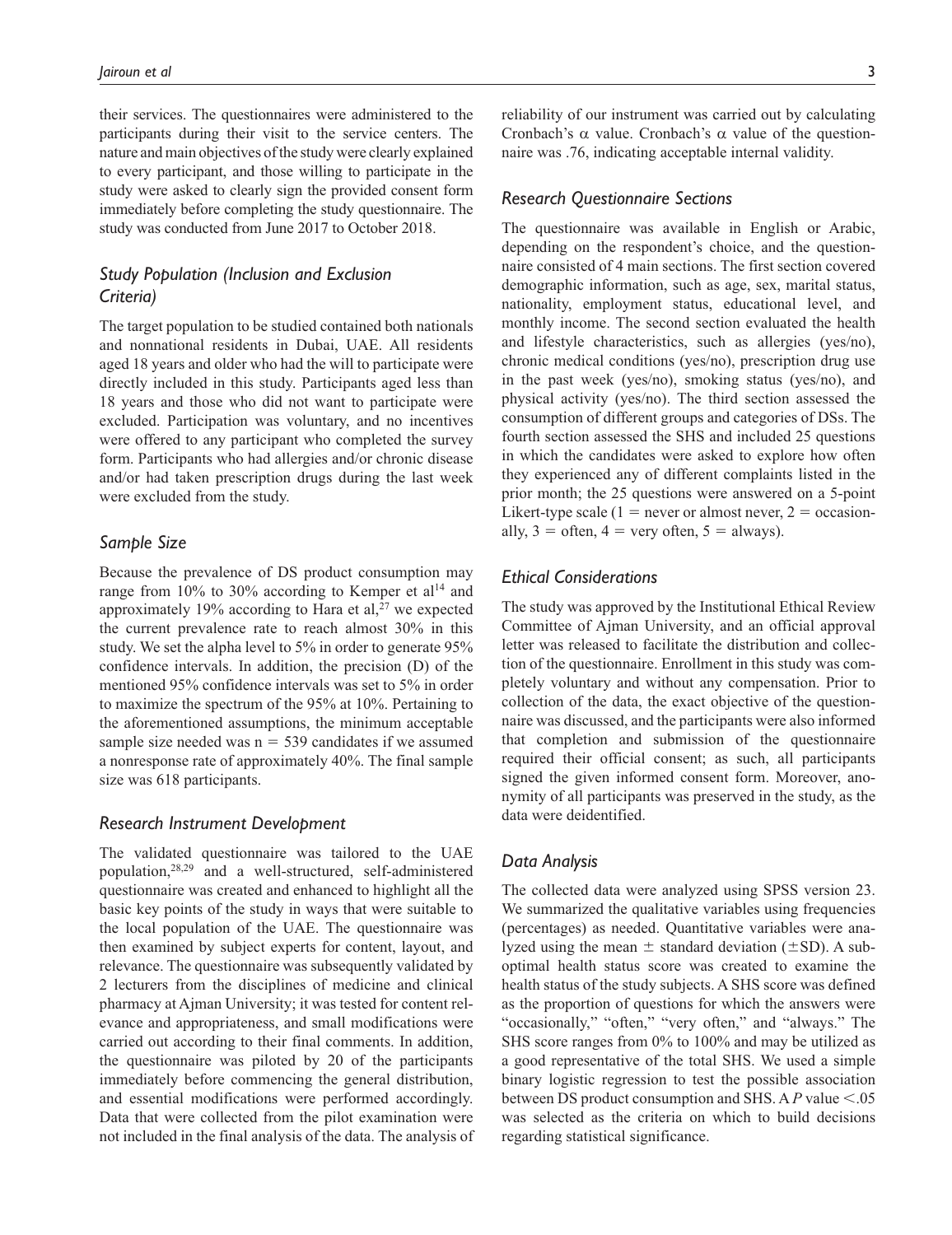their services. The questionnaires were administered to the participants during their visit to the service centers. The nature and main objectives of the study were clearly explained to every participant, and those willing to participate in the study were asked to clearly sign the provided consent form immediately before completing the study questionnaire. The study was conducted from June 2017 to October 2018.

### *Study Population (Inclusion and Exclusion Criteria)*

The target population to be studied contained both nationals and nonnational residents in Dubai, UAE. All residents aged 18 years and older who had the will to participate were directly included in this study. Participants aged less than 18 years and those who did not want to participate were excluded. Participation was voluntary, and no incentives were offered to any participant who completed the survey form. Participants who had allergies and/or chronic disease and/or had taken prescription drugs during the last week were excluded from the study.

### *Sample Size*

Because the prevalence of DS product consumption may range from 10% to 30% according to Kemper et al[14] and approximately 19% according to Hara et al,[27] we expected the current prevalence rate to reach almost 30% in this study. We set the alpha level to 5% in order to generate 95% confidence intervals. In addition, the precision (D) of the mentioned 95% confidence intervals was set to 5% in order to maximize the spectrum of the 95% at 10%. Pertaining to the aforementioned assumptions, the minimum acceptable sample size needed was n = 539 candidates if we assumed a nonresponse rate of approximately 40%. The final sample size was 618 participants.

### *Research Instrument Development*

The validated questionnaire was tailored to the UAE population,[28,29] and a well-structured, self-administered questionnaire was created and enhanced to highlight all the basic key points of the study in ways that were suitable to the local population of the UAE. The questionnaire was then examined by subject experts for content, layout, and relevance. The questionnaire was subsequently validated by 2 lecturers from the disciplines of medicine and clinical pharmacy at Ajman University; it was tested for content relevance and appropriateness, and small modifications were carried out according to their final comments. In addition, the questionnaire was piloted by 20 of the participants immediately before commencing the general distribution, and essential modifications were performed accordingly. Data that were collected from the pilot examination were not included in the final analysis of the data. The analysis of reliability of our instrument was carried out by calculating Cronbach's α value. Cronbach's α value of the questionnaire was .76, indicating acceptable internal validity.

### *Research Questionnaire Sections*

The questionnaire was available in English or Arabic, depending on the respondent's choice, and the questionnaire consisted of 4 main sections. The first section covered demographic information, such as age, sex, marital status, nationality, employment status, educational level, and monthly income. The second section evaluated the health and lifestyle characteristics, such as allergies (yes/no), chronic medical conditions (yes/no), prescription drug use in the past week (yes/no), smoking status (yes/no), and physical activity (yes/no). The third section assessed the consumption of different groups and categories of DSs. The fourth section assessed the SHS and included 25 questions in which the candidates were asked to explore how often they experienced any of different complaints listed in the prior month; the 25 questions were answered on a 5-point Likert-type scale (1 = never or almost never, 2 = occasionally, 3 = often, 4 = very often, 5 = always).

### *Ethical Considerations*

The study was approved by the Institutional Ethical Review Committee of Ajman University, and an official approval letter was released to facilitate the distribution and collection of the questionnaire. Enrollment in this study was completely voluntary and without any compensation. Prior to collection of the data, the exact objective of the questionnaire was discussed, and the participants were also informed that completion and submission of the questionnaire required their official consent; as such, all participants signed the given informed consent form. Moreover, anonymity of all participants was preserved in the study, as the data were deidentified.

### *Data Analysis*

The collected data were analyzed using SPSS version 23. We summarized the qualitative variables using frequencies (percentages) as needed. Quantitative variables were analyzed using the mean ± standard deviation (±SD). A suboptimal health status score was created to examine the health status of the study subjects. A SHS score was defined as the proportion of questions for which the answers were "occasionally," "often," "very often," and "always." The SHS score ranges from 0% to 100% and may be utilized as a good representative of the total SHS. We used a simple binary logistic regression to test the possible association between DS product consumption and SHS. A $P$ value $<.05$ was selected as the criteria on which to build decisions regarding statistical significance.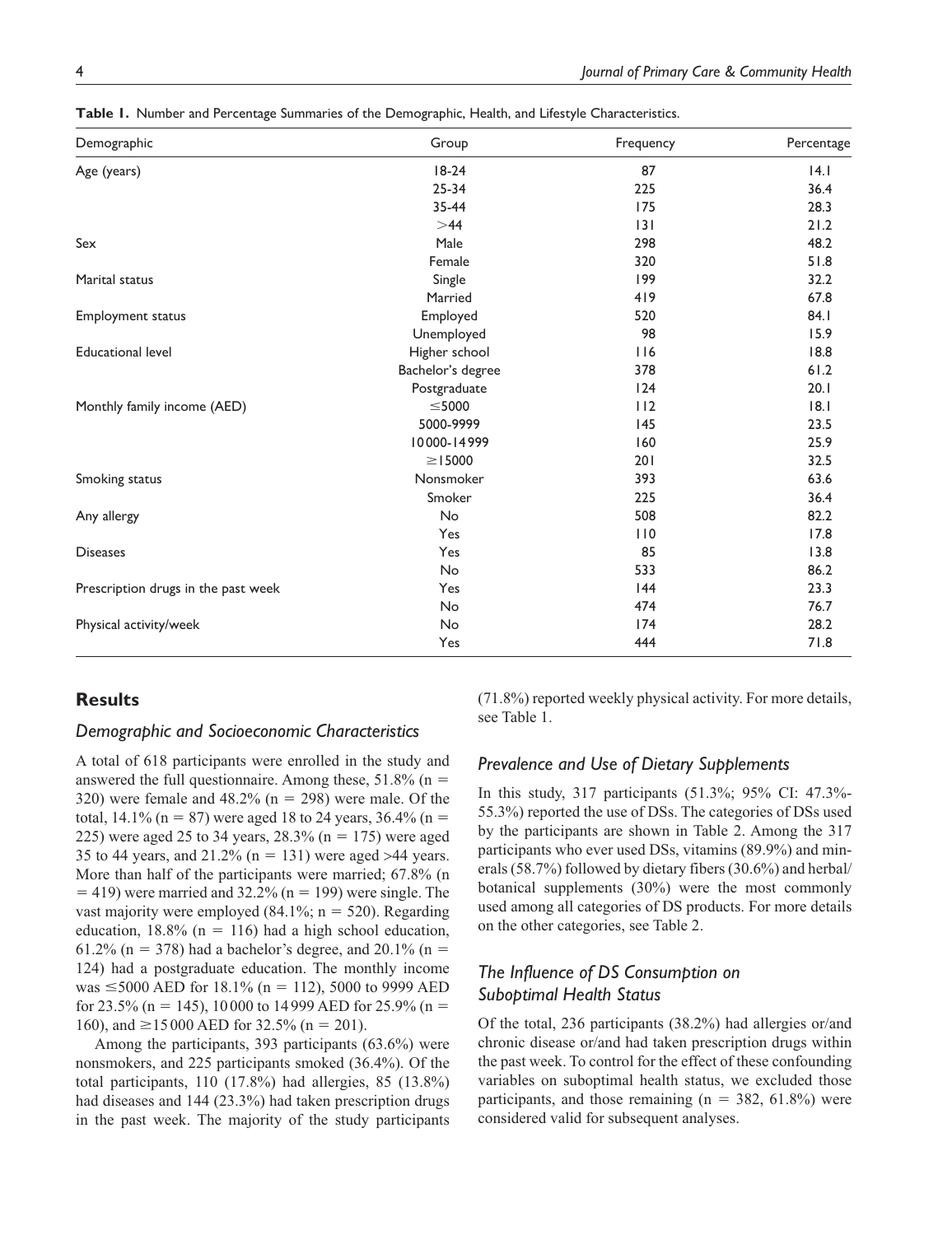**Table 1.** Number and Percentage Summaries of the Demographic, Health, and Lifestyle Characteristics.

| Demographic | Group | Frequency | Percentage |
| --- | --- | --- | --- |
| Age (years) | 18-24 | 87 | 14.1 |
| | 25-34 | 225 | 36.4 |
| | 35-44 | 175 | 28.3 |
| | >44 | 131 | 21.2 |
| Sex | Male | 298 | 48.2 |
| | Female | 320 | 51.8 |
| Marital status | Single | 199 | 32.2 |
| | Married | 419 | 67.8 |
| Employment status | Employed | 520 | 84.1 |
| | Unemployed | 98 | 15.9 |
| Educational level | Higher school | 116 | 18.8 |
| | Bachelor's degree | 378 | 61.2 |
| | Postgraduate | 124 | 20.1 |
| Monthly family income (AED) | ≤5000 | 112 | 18.1 |
| | 5000-9999 | 145 | 23.5 |
| | 10000-14999 | 160 | 25.9 |
| | ≥15000 | 201 | 32.5 |
| Smoking status | Nonsmoker | 393 | 63.6 |
| | Smoker | 225 | 36.4 |
| Any allergy | No | 508 | 82.2 |
| | Yes | 110 | 17.8 |
| Diseases | Yes | 85 | 13.8 |
| | No | 533 | 86.2 |
| Prescription drugs in the past week | Yes | 144 | 23.3 |
| | No | 474 | 76.7 |
| Physical activity/week | No | 174 | 28.2 |
| | Yes | 444 | 71.8 |

## Results

### *Demographic and Socioeconomic Characteristics*

A total of 618 participants were enrolled in the study and answered the full questionnaire. Among these, 51.8% (n = 320) were female and 48.2% (n = 298) were male. Of the total, 14.1% (n = 87) were aged 18 to 24 years, 36.4% (n = 225) were aged 25 to 34 years, 28.3% (n = 175) were aged 35 to 44 years, and 21.2% (n = 131) were aged >44 years. More than half of the participants were married; 67.8% (n = 419) were married and 32.2% (n = 199) were single. The vast majority were employed (84.1%; n = 520). Regarding education, 18.8% (n = 116) had a high school education, 61.2% (n = 378) had a bachelor's degree, and 20.1% (n = 124) had a postgraduate education. The monthly income was ≤5000 AED for 18.1% (n = 112), 5000 to 9999 AED for 23.5% (n = 145), 10 000 to 14 999 AED for 25.9% (n = 160), and ≥15 000 AED for 32.5% (n = 201).

Among the participants, 393 participants (63.6%) were nonsmokers, and 225 participants smoked (36.4%). Of the total participants, 110 (17.8%) had allergies, 85 (13.8%) had diseases and 144 (23.3%) had taken prescription drugs in the past week. The majority of the study participants (71.8%) reported weekly physical activity. For more details, see Table 1.

### *Prevalence and Use of Dietary Supplements*

In this study, 317 participants (51.3%; 95% CI: 47.3%-55.3%) reported the use of DSs. The categories of DSs used by the participants are shown in Table 2. Among the 317 participants who ever used DSs, vitamins (89.9%) and minerals (58.7%) followed by dietary fibers (30.6%) and herbal/botanical supplements (30%) were the most commonly used among all categories of DS products. For more details on the other categories, see Table 2.

### *The Influence of DS Consumption on Suboptimal Health Status*

Of the total, 236 participants (38.2%) had allergies or/and chronic disease or/and had taken prescription drugs within the past week. To control for the effect of these confounding variables on suboptimal health status, we excluded those participants, and those remaining (n = 382, 61.8%) were considered valid for subsequent analyses.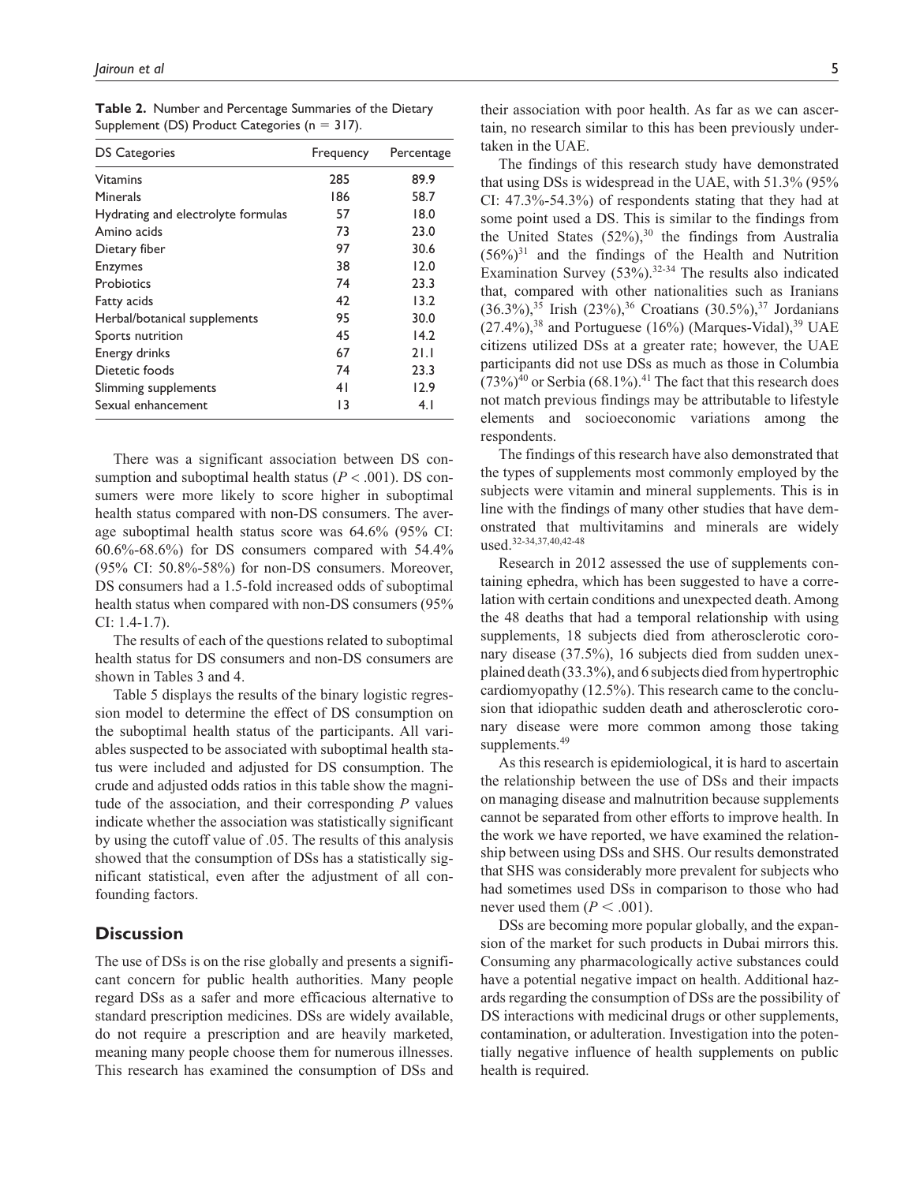**Table 2.** Number and Percentage Summaries of the Dietary Supplement (DS) Product Categories ($n = 317$).

| DS Categories | Frequency | Percentage |
|---|---|---|
| Vitamins | 285 | 89.9 |
| Minerals | 186 | 58.7 |
| Hydrating and electrolyte formulas | 57 | 18.0 |
| Amino acids | 73 | 23.0 |
| Dietary fiber | 97 | 30.6 |
| Enzymes | 38 | 12.0 |
| Probiotics | 74 | 23.3 |
| Fatty acids | 42 | 13.2 |
| Herbal/botanical supplements | 95 | 30.0 |
| Sports nutrition | 45 | 14.2 |
| Energy drinks | 67 | 21.1 |
| Dietetic foods | 74 | 23.3 |
| Slimming supplements | 41 | 12.9 |
| Sexual enhancement | 13 | 4.1 |

There was a significant association between DS consumption and suboptimal health status ($P < .001$). DS consumers were more likely to score higher in suboptimal health status compared with non-DS consumers. The average suboptimal health status score was 64.6% (95% CI: 60.6%-68.6%) for DS consumers compared with 54.4% (95% CI: 50.8%-58%) for non-DS consumers. Moreover, DS consumers had a 1.5-fold increased odds of suboptimal health status when compared with non-DS consumers (95% CI: 1.4-1.7).

The results of each of the questions related to suboptimal health status for DS consumers and non-DS consumers are shown in Tables 3 and 4.

Table 5 displays the results of the binary logistic regression model to determine the effect of DS consumption on the suboptimal health status of the participants. All variables suspected to be associated with suboptimal health status were included and adjusted for DS consumption. The crude and adjusted odds ratios in this table show the magnitude of the association, and their corresponding $P$ values indicate whether the association was statistically significant by using the cutoff value of .05. The results of this analysis showed that the consumption of DSs has a statistically significant statistical, even after the adjustment of all confounding factors.

## Discussion

The use of DSs is on the rise globally and presents a significant concern for public health authorities. Many people regard DSs as a safer and more efficacious alternative to standard prescription medicines. DSs are widely available, do not require a prescription and are heavily marketed, meaning many people choose them for numerous illnesses. This research has examined the consumption of DSs and their association with poor health. As far as we can ascertain, no research similar to this has been previously undertaken in the UAE.

The findings of this research study have demonstrated that using DSs is widespread in the UAE, with 51.3% (95% CI: 47.3%-54.3%) of respondents stating that they had at some point used a DS. This is similar to the findings from the United States (52%),[30] the findings from Australia (56%)[31] and the findings of the Health and Nutrition Examination Survey (53%).[32-34] The results also indicated that, compared with other nationalities such as Iranians (36.3%),[35] Irish (23%),[36] Croatians (30.5%),[37] Jordanians (27.4%),[38] and Portuguese (16%) (Marques-Vidal),[39] UAE citizens utilized DSs at a greater rate; however, the UAE participants did not use DSs as much as those in Columbia (73%)[40] or Serbia (68.1%).[41] The fact that this research does not match previous findings may be attributable to lifestyle elements and socioeconomic variations among the respondents.

The findings of this research have also demonstrated that the types of supplements most commonly employed by the subjects were vitamin and mineral supplements. This is in line with the findings of many other studies that have demonstrated that multivitamins and minerals are widely used.[32-34,37,40,42-48]

Research in 2012 assessed the use of supplements containing ephedra, which has been suggested to have a correlation with certain conditions and unexpected death. Among the 48 deaths that had a temporal relationship with using supplements, 18 subjects died from atherosclerotic coronary disease (37.5%), 16 subjects died from sudden unexplained death (33.3%), and 6 subjects died from hypertrophic cardiomyopathy (12.5%). This research came to the conclusion that idiopathic sudden death and atherosclerotic coronary disease were more common among those taking supplements.[49]

As this research is epidemiological, it is hard to ascertain the relationship between the use of DSs and their impacts on managing disease and malnutrition because supplements cannot be separated from other efforts to improve health. In the work we have reported, we have examined the relationship between using DSs and SHS. Our results demonstrated that SHS was considerably more prevalent for subjects who had sometimes used DSs in comparison to those who had never used them ($P < .001$).

DSs are becoming more popular globally, and the expansion of the market for such products in Dubai mirrors this. Consuming any pharmacologically active substances could have a potential negative impact on health. Additional hazards regarding the consumption of DSs are the possibility of DS interactions with medicinal drugs or other supplements, contamination, or adulteration. Investigation into the potentially negative influence of health supplements on public health is required.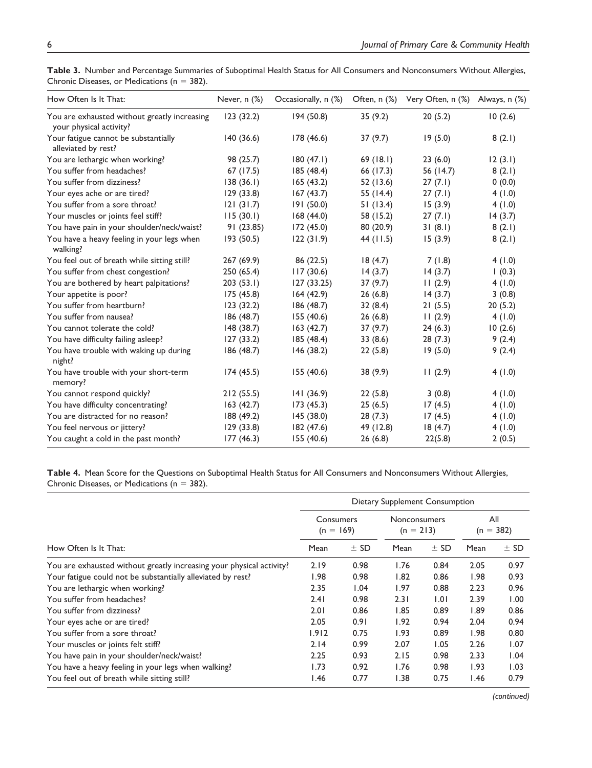**Table 3.** Number and Percentage Summaries of Suboptimal Health Status for All Consumers and Nonconsumers Without Allergies, Chronic Diseases, or Medications (n = 382).

| How Often Is It That: | Never, n (%) | Occasionally, n (%) | Often, n (%) | Very Often, n (%) | Always, n (%) |
|---|---|---|---|---|---|
| You are exhausted without greatly increasing your physical activity? | 123 (32.2) | 194 (50.8) | 35 (9.2) | 20 (5.2) | 10 (2.6) |
| Your fatigue cannot be substantially alleviated by rest? | 140 (36.6) | 178 (46.6) | 37 (9.7) | 19 (5.0) | 8 (2.1) |
| You are lethargic when working? | 98 (25.7) | 180 (47.1) | 69 (18.1) | 23 (6.0) | 12 (3.1) |
| You suffer from headaches? | 67 (17.5) | 185 (48.4) | 66 (17.3) | 56 (14.7) | 8 (2.1) |
| You suffer from dizziness? | 138 (36.1) | 165 (43.2) | 52 (13.6) | 27 (7.1) | 0 (0.0) |
| Your eyes ache or are tired? | 129 (33.8) | 167 (43.7) | 55 (14.4) | 27 (7.1) | 4 (1.0) |
| You suffer from a sore throat? | 121 (31.7) | 191 (50.0) | 51 (13.4) | 15 (3.9) | 4 (1.0) |
| Your muscles or joints feel stiff? | 115 (30.1) | 168 (44.0) | 58 (15.2) | 27 (7.1) | 14 (3.7) |
| You have pain in your shoulder/neck/waist? | 91 (23.85) | 172 (45.0) | 80 (20.9) | 31 (8.1) | 8 (2.1) |
| You have a heavy feeling in your legs when walking? | 193 (50.5) | 122 (31.9) | 44 (11.5) | 15 (3.9) | 8 (2.1) |
| You feel out of breath while sitting still? | 267 (69.9) | 86 (22.5) | 18 (4.7) | 7 (1.8) | 4 (1.0) |
| You suffer from chest congestion? | 250 (65.4) | 117 (30.6) | 14 (3.7) | 14 (3.7) | 1 (0.3) |
| You are bothered by heart palpitations? | 203 (53.1) | 127 (33.25) | 37 (9.7) | 11 (2.9) | 4 (1.0) |
| Your appetite is poor? | 175 (45.8) | 164 (42.9) | 26 (6.8) | 14 (3.7) | 3 (0.8) |
| You suffer from heartburn? | 123 (32.2) | 186 (48.7) | 32 (8.4) | 21 (5.5) | 20 (5.2) |
| You suffer from nausea? | 186 (48.7) | 155 (40.6) | 26 (6.8) | 11 (2.9) | 4 (1.0) |
| You cannot tolerate the cold? | 148 (38.7) | 163 (42.7) | 37 (9.7) | 24 (6.3) | 10 (2.6) |
| You have difficulty failing asleep? | 127 (33.2) | 185 (48.4) | 33 (8.6) | 28 (7.3) | 9 (2.4) |
| You have trouble with waking up during night? | 186 (48.7) | 146 (38.2) | 22 (5.8) | 19 (5.0) | 9 (2.4) |
| You have trouble with your short-term memory? | 174 (45.5) | 155 (40.6) | 38 (9.9) | 11 (2.9) | 4 (1.0) |
| You cannot respond quickly? | 212 (55.5) | 141 (36.9) | 22 (5.8) | 3 (0.8) | 4 (1.0) |
| You have difficulty concentrating? | 163 (42.7) | 173 (45.3) | 25 (6.5) | 17 (4.5) | 4 (1.0) |
| You are distracted for no reason? | 188 (49.2) | 145 (38.0) | 28 (7.3) | 17 (4.5) | 4 (1.0) |
| You feel nervous or jittery? | 129 (33.8) | 182 (47.6) | 49 (12.8) | 18 (4.7) | 4 (1.0) |
| You caught a cold in the past month? | 177 (46.3) | 155 (40.6) | 26 (6.8) | 22(5.8) | 2 (0.5) |

**Table 4.** Mean Score for the Questions on Suboptimal Health Status for All Consumers and Nonconsumers Without Allergies, Chronic Diseases, or Medications (n = 382).

| | Dietary Supplement Consumption | | | | | |
|---|---|---|---|---|---|---|
| | Consumers (n = 169) | | Nonconsumers (n = 213) | | All (n = 382) | |
| How Often Is It That: | Mean | ± SD | Mean | ± SD | Mean | ± SD |
| You are exhausted without greatly increasing your physical activity? | 2.19 | 0.98 | 1.76 | 0.84 | 2.05 | 0.97 |
| Your fatigue could not be substantially alleviated by rest? | 1.98 | 0.98 | 1.82 | 0.86 | 1.98 | 0.93 |
| You are lethargic when working? | 2.35 | 1.04 | 1.97 | 0.88 | 2.23 | 0.96 |
| You suffer from headaches? | 2.41 | 0.98 | 2.31 | 1.01 | 2.39 | 1.00 |
| You suffer from dizziness? | 2.01 | 0.86 | 1.85 | 0.89 | 1.89 | 0.86 |
| Your eyes ache or are tired? | 2.05 | 0.91 | 1.92 | 0.94 | 2.04 | 0.94 |
| You suffer from a sore throat? | 1.912 | 0.75 | 1.93 | 0.89 | 1.98 | 0.80 |
| Your muscles or joints felt stiff? | 2.14 | 0.99 | 2.07 | 1.05 | 2.26 | 1.07 |
| You have pain in your shoulder/neck/waist? | 2.25 | 0.93 | 2.15 | 0.98 | 2.33 | 1.04 |
| You have a heavy feeling in your legs when walking? | 1.73 | 0.92 | 1.76 | 0.98 | 1.93 | 1.03 |
| You feel out of breath while sitting still? | 1.46 | 0.77 | 1.38 | 0.75 | 1.46 | 0.79 |

*(continued)*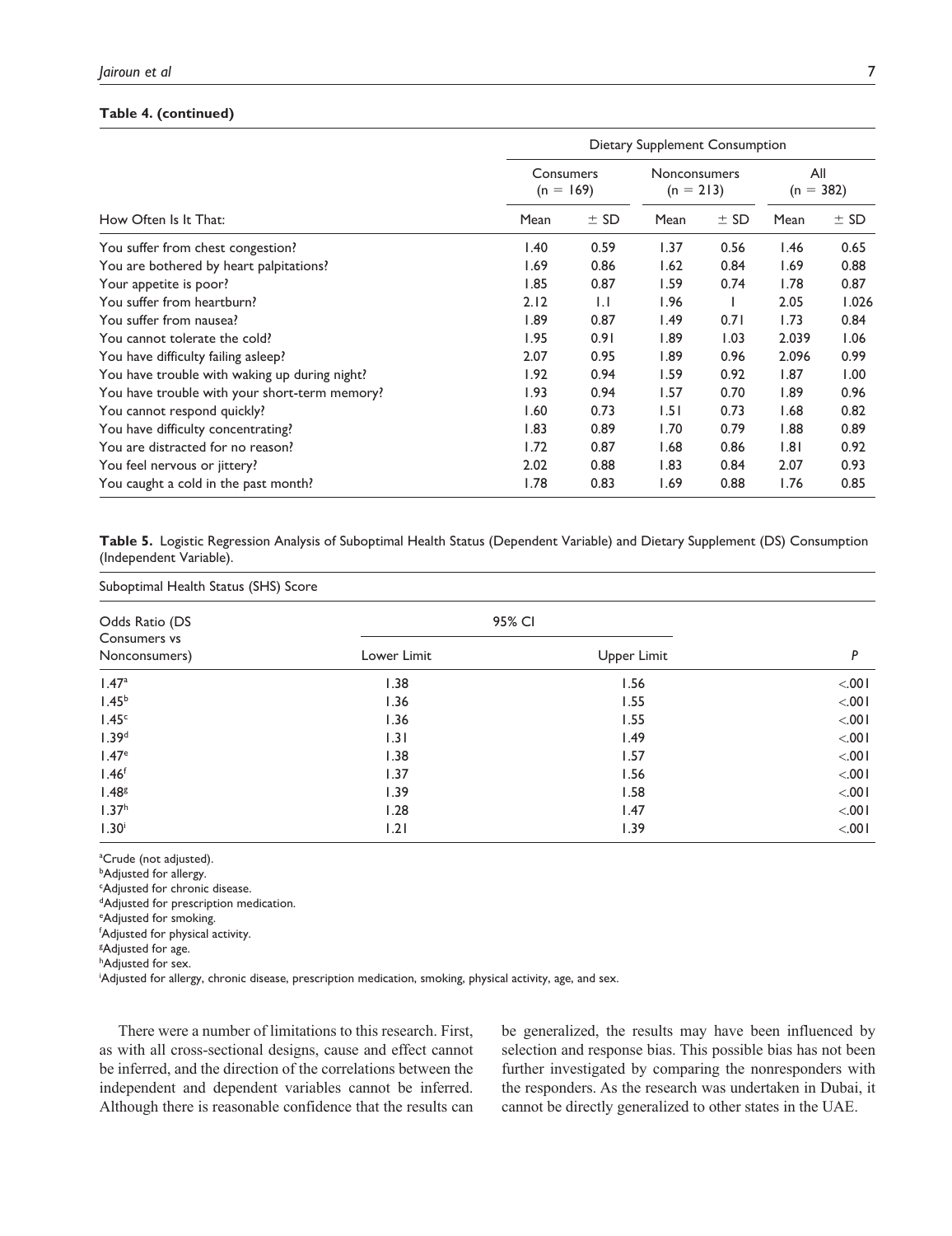**Table 4. (continued)**

| How Often Is It That: | Dietary Supplement Consumption | | | | | |
|---|---|---|---|---|---|---|
| | Consumers (n = 169) | | Nonconsumers (n = 213) | | All (n = 382) | |
| | Mean | ± SD | Mean | ± SD | Mean | ± SD |
| You suffer from chest congestion? | 1.40 | 0.59 | 1.37 | 0.56 | 1.46 | 0.65 |
| You are bothered by heart palpitations? | 1.69 | 0.86 | 1.62 | 0.84 | 1.69 | 0.88 |
| Your appetite is poor? | 1.85 | 0.87 | 1.59 | 0.74 | 1.78 | 0.87 |
| You suffer from heartburn? | 2.12 | 1.1 | 1.96 | 1 | 2.05 | 1.026 |
| You suffer from nausea? | 1.89 | 0.87 | 1.49 | 0.71 | 1.73 | 0.84 |
| You cannot tolerate the cold? | 1.95 | 0.91 | 1.89 | 1.03 | 2.039 | 1.06 |
| You have difficulty failing asleep? | 2.07 | 0.95 | 1.89 | 0.96 | 2.096 | 0.99 |
| You have trouble with waking up during night? | 1.92 | 0.94 | 1.59 | 0.92 | 1.87 | 1.00 |
| You have trouble with your short-term memory? | 1.93 | 0.94 | 1.57 | 0.70 | 1.89 | 0.96 |
| You cannot respond quickly? | 1.60 | 0.73 | 1.51 | 0.73 | 1.68 | 0.82 |
| You have difficulty concentrating? | 1.83 | 0.89 | 1.70 | 0.79 | 1.88 | 0.89 |
| You are distracted for no reason? | 1.72 | 0.87 | 1.68 | 0.86 | 1.81 | 0.92 |
| You feel nervous or jittery? | 2.02 | 0.88 | 1.83 | 0.84 | 2.07 | 0.93 |
| You caught a cold in the past month? | 1.78 | 0.83 | 1.69 | 0.88 | 1.76 | 0.85 |

**Table 5.** Logistic Regression Analysis of Suboptimal Health Status (Dependent Variable) and Dietary Supplement (DS) Consumption (Independent Variable).

| Suboptimal Health Status (SHS) Score | | | |
|---|---|---|---|
| Odds Ratio (DS Consumers vs Nonconsumers) | 95% CI | | *P* |
| | Lower Limit | Upper Limit | |
| 1.47[a] | 1.38 | 1.56 | <.001 |
| 1.45[b] | 1.36 | 1.55 | <.001 |
| 1.45[c] | 1.36 | 1.55 | <.001 |
| 1.39[d] | 1.31 | 1.49 | <.001 |
| 1.47[e] | 1.38 | 1.57 | <.001 |
| 1.46[f] | 1.37 | 1.56 | <.001 |
| 1.48[g] | 1.39 | 1.58 | <.001 |
| 1.37[h] | 1.28 | 1.47 | <.001 |
| 1.30[i] | 1.21 | 1.39 | <.001 |

[a]Crude (not adjusted).
[b]Adjusted for allergy.
[c]Adjusted for chronic disease.
[d]Adjusted for prescription medication.
[e]Adjusted for smoking.
[f]Adjusted for physical activity.
[g]Adjusted for age.
[h]Adjusted for sex.
[i]Adjusted for allergy, chronic disease, prescription medication, smoking, physical activity, age, and sex.

There were a number of limitations to this research. First, as with all cross-sectional designs, cause and effect cannot be inferred, and the direction of the correlations between the independent and dependent variables cannot be inferred. Although there is reasonable confidence that the results can be generalized, the results may have been influenced by selection and response bias. This possible bias has not been further investigated by comparing the nonresponders with the responders. As the research was undertaken in Dubai, it cannot be directly generalized to other states in the UAE.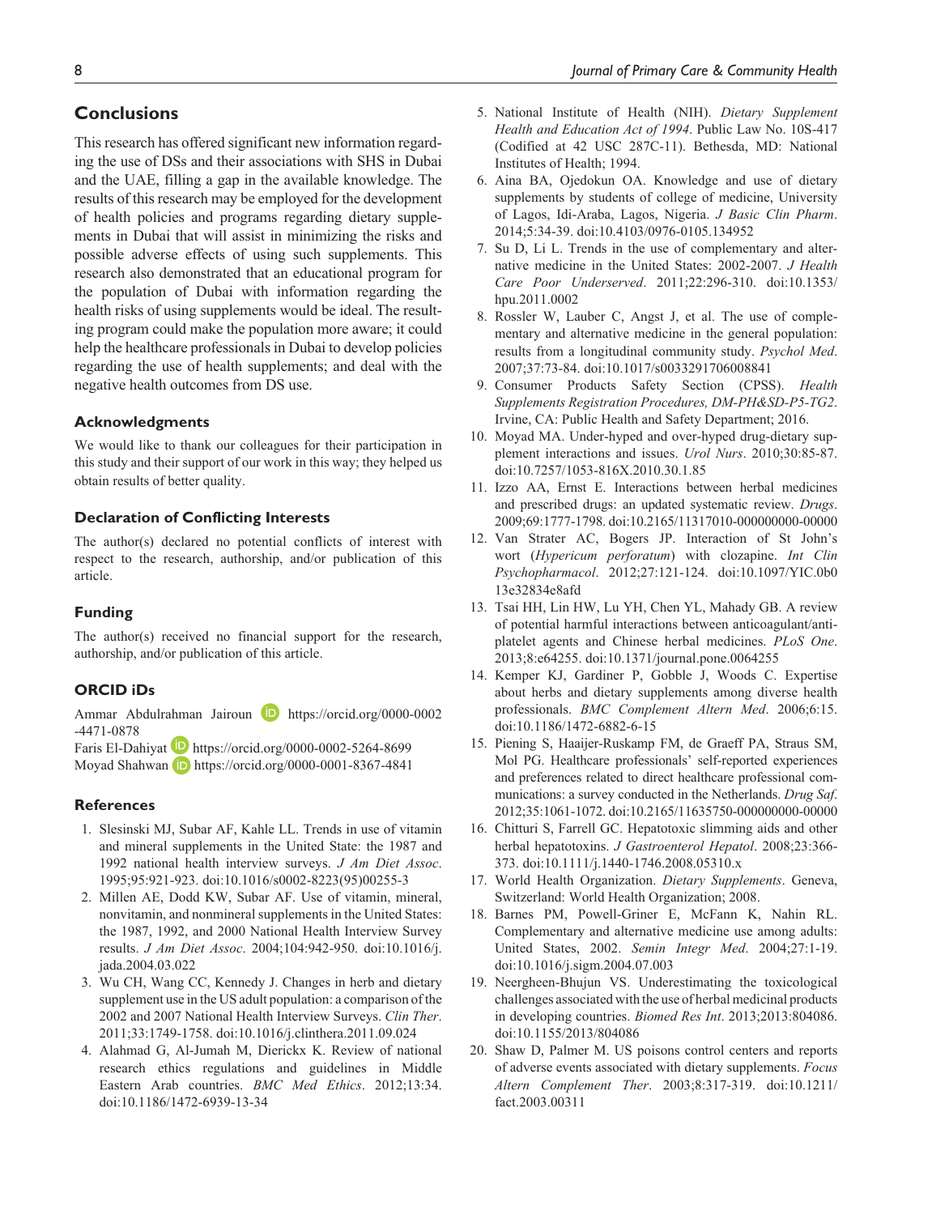## Conclusions

This research has offered significant new information regarding the use of DSs and their associations with SHS in Dubai and the UAE, filling a gap in the available knowledge. The results of this research may be employed for the development of health policies and programs regarding dietary supplements in Dubai that will assist in minimizing the risks and possible adverse effects of using such supplements. This research also demonstrated that an educational program for the population of Dubai with information regarding the health risks of using supplements would be ideal. The resulting program could make the population more aware; it could help the healthcare professionals in Dubai to develop policies regarding the use of health supplements; and deal with the negative health outcomes from DS use.

### Acknowledgments

We would like to thank our colleagues for their participation in this study and their support of our work in this way; they helped us obtain results of better quality.

### Declaration of Conflicting Interests

The author(s) declared no potential conflicts of interest with respect to the research, authorship, and/or publication of this article.

### Funding

The author(s) received no financial support for the research, authorship, and/or publication of this article.

### ORCID iDs

Ammar Abdulrahman Jairoun https://orcid.org/0000-0002-4471-0878
Faris El-Dahiyat https://orcid.org/0000-0002-5264-8699
Moyad Shahwan https://orcid.org/0000-0001-8367-4841

### References

1. Slesinski MJ, Subar AF, Kahle LL. Trends in use of vitamin and mineral supplements in the United State: the 1987 and 1992 national health interview surveys. *J Am Diet Assoc*. 1995;95:921-923. doi:10.1016/s0002-8223(95)00255-3
2. Millen AE, Dodd KW, Subar AF. Use of vitamin, mineral, nonvitamin, and nonmineral supplements in the United States: the 1987, 1992, and 2000 National Health Interview Survey results. *J Am Diet Assoc*. 2004;104:942-950. doi:10.1016/j.jada.2004.03.022
3. Wu CH, Wang CC, Kennedy J. Changes in herb and dietary supplement use in the US adult population: a comparison of the 2002 and 2007 National Health Interview Surveys. *Clin Ther*. 2011;33:1749-1758. doi:10.1016/j.clinthera.2011.09.024
4. Alahmad G, Al-Jumah M, Dierickx K. Review of national research ethics regulations and guidelines in Middle Eastern Arab countries. *BMC Med Ethics*. 2012;13:34. doi:10.1186/1472-6939-13-34
5. National Institute of Health (NIH). *Dietary Supplement Health and Education Act of 1994*. Public Law No. 10S-417 (Codified at 42 USC 287C-11). Bethesda, MD: National Institutes of Health; 1994.
6. Aina BA, Ojedokun OA. Knowledge and use of dietary supplements by students of college of medicine, University of Lagos, Idi-Araba, Lagos, Nigeria. *J Basic Clin Pharm*. 2014;5:34-39. doi:10.4103/0976-0105.134952
7. Su D, Li L. Trends in the use of complementary and alternative medicine in the United States: 2002-2007. *J Health Care Poor Underserved*. 2011;22:296-310. doi:10.1353/hpu.2011.0002
8. Rossler W, Lauber C, Angst J, et al. The use of complementary and alternative medicine in the general population: results from a longitudinal community study. *Psychol Med*. 2007;37:73-84. doi:10.1017/s0033291706008841
9. Consumer Products Safety Section (CPSS). *Health Supplements Registration Procedures, DM-PH&SD-P5-TG2*. Irvine, CA: Public Health and Safety Department; 2016.
10. Moyad MA. Under-hyped and over-hyped drug-dietary supplement interactions and issues. *Urol Nurs*. 2010;30:85-87. doi:10.7257/1053-816X.2010.30.1.85
11. Izzo AA, Ernst E. Interactions between herbal medicines and prescribed drugs: an updated systematic review. *Drugs*. 2009;69:1777-1798. doi:10.2165/11317010-000000000-00000
12. Van Strater AC, Bogers JP. Interaction of St John's wort (*Hypericum perforatum*) with clozapine. *Int Clin Psychopharmacol*. 2012;27:121-124. doi:10.1097/YIC.0b013e32834e8afd
13. Tsai HH, Lin HW, Lu YH, Chen YL, Mahady GB. A review of potential harmful interactions between anticoagulant/antiplatelet agents and Chinese herbal medicines. *PLoS One*. 2013;8:e64255. doi:10.1371/journal.pone.0064255
14. Kemper KJ, Gardiner P, Gobble J, Woods C. Expertise about herbs and dietary supplements among diverse health professionals. *BMC Complement Altern Med*. 2006;6:15. doi:10.1186/1472-6882-6-15
15. Piening S, Haaijer-Ruskamp FM, de Graeff PA, Straus SM, Mol PG. Healthcare professionals' self-reported experiences and preferences related to direct healthcare professional communications: a survey conducted in the Netherlands. *Drug Saf*. 2012;35:1061-1072. doi:10.2165/11635750-000000000-00000
16. Chitturi S, Farrell GC. Hepatotoxic slimming aids and other herbal hepatotoxins. *J Gastroenterol Hepatol*. 2008;23:366-373. doi:10.1111/j.1440-1746.2008.05310.x
17. World Health Organization. *Dietary Supplements*. Geneva, Switzerland: World Health Organization; 2008.
18. Barnes PM, Powell-Griner E, McFann K, Nahin RL. Complementary and alternative medicine use among adults: United States, 2002. *Semin Integr Med*. 2004;27:1-19. doi:10.1016/j.sigm.2004.07.003
19. Neergheen-Bhujun VS. Underestimating the toxicological challenges associated with the use of herbal medicinal products in developing countries. *Biomed Res Int*. 2013;2013:804086. doi:10.1155/2013/804086
20. Shaw D, Palmer M. US poisons control centers and reports of adverse events associated with dietary supplements. *Focus Altern Complement Ther*. 2003;8:317-319. doi:10.1211/fact.2003.00311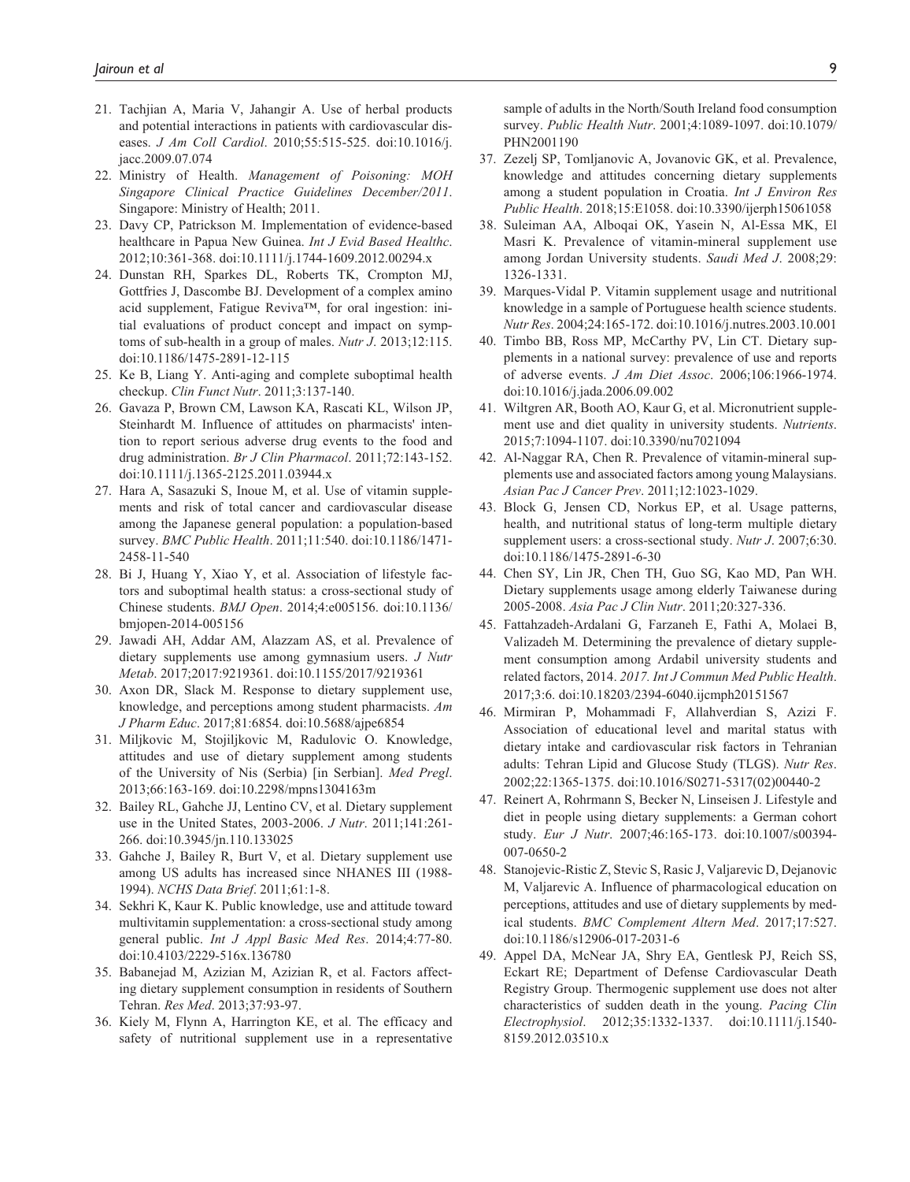21. Tachjian A, Maria V, Jahangir A. Use of herbal products and potential interactions in patients with cardiovascular diseases. *J Am Coll Cardiol*. 2010;55:515-525. doi:10.1016/j.jacc.2009.07.074
22. Ministry of Health. *Management of Poisoning: MOH Singapore Clinical Practice Guidelines December/2011*. Singapore: Ministry of Health; 2011.
23. Davy CP, Patrickson M. Implementation of evidence-based healthcare in Papua New Guinea. *Int J Evid Based Healthc*. 2012;10:361-368. doi:10.1111/j.1744-1609.2012.00294.x
24. Dunstan RH, Sparkes DL, Roberts TK, Crompton MJ, Gottfries J, Dascombe BJ. Development of a complex amino acid supplement, Fatigue Reviva™, for oral ingestion: initial evaluations of product concept and impact on symptoms of sub-health in a group of males. *Nutr J*. 2013;12:115. doi:10.1186/1475-2891-12-115
25. Ke B, Liang Y. Anti-aging and complete suboptimal health checkup. *Clin Funct Nutr*. 2011;3:137-140.
26. Gavaza P, Brown CM, Lawson KA, Rascati KL, Wilson JP, Steinhardt M. Influence of attitudes on pharmacists' intention to report serious adverse drug events to the food and drug administration. *Br J Clin Pharmacol*. 2011;72:143-152. doi:10.1111/j.1365-2125.2011.03944.x
27. Hara A, Sasazuki S, Inoue M, et al. Use of vitamin supplements and risk of total cancer and cardiovascular disease among the Japanese general population: a population-based survey. *BMC Public Health*. 2011;11:540. doi:10.1186/1471-2458-11-540
28. Bi J, Huang Y, Xiao Y, et al. Association of lifestyle factors and suboptimal health status: a cross-sectional study of Chinese students. *BMJ Open*. 2014;4:e005156. doi:10.1136/bmjopen-2014-005156
29. Jawadi AH, Addar AM, Alazzam AS, et al. Prevalence of dietary supplements use among gymnasium users. *J Nutr Metab*. 2017;2017:9219361. doi:10.1155/2017/9219361
30. Axon DR, Slack M. Response to dietary supplement use, knowledge, and perceptions among student pharmacists. *Am J Pharm Educ*. 2017;81:6854. doi:10.5688/ajpe6854
31. Miljkovic M, Stojiljkovic M, Radulovic O. Knowledge, attitudes and use of dietary supplement among students of the University of Nis (Serbia) [in Serbian]. *Med Pregl*. 2013;66:163-169. doi:10.2298/mpns1304163m
32. Bailey RL, Gahche JJ, Lentino CV, et al. Dietary supplement use in the United States, 2003-2006. *J Nutr*. 2011;141:261-266. doi:10.3945/jn.110.133025
33. Gahche J, Bailey R, Burt V, et al. Dietary supplement use among US adults has increased since NHANES III (1988-1994). *NCHS Data Brief*. 2011;61:1-8.
34. Sekhri K, Kaur K. Public knowledge, use and attitude toward multivitamin supplementation: a cross-sectional study among general public. *Int J Appl Basic Med Res*. 2014;4:77-80. doi:10.4103/2229-516x.136780
35. Babanejad M, Azizian M, Azizian R, et al. Factors affecting dietary supplement consumption in residents of Southern Tehran. *Res Med*. 2013;37:93-97.
36. Kiely M, Flynn A, Harrington KE, et al. The efficacy and safety of nutritional supplement use in a representative sample of adults in the North/South Ireland food consumption survey. *Public Health Nutr*. 2001;4:1089-1097. doi:10.1079/PHN2001190
37. Zezelj SP, Tomljanovic A, Jovanovic GK, et al. Prevalence, knowledge and attitudes concerning dietary supplements among a student population in Croatia. *Int J Environ Res Public Health*. 2018;15:E1058. doi:10.3390/ijerph15061058
38. Suleiman AA, Alboqai OK, Yasein N, Al-Essa MK, El Masri K. Prevalence of vitamin-mineral supplement use among Jordan University students. *Saudi Med J*. 2008;29:1326-1331.
39. Marques-Vidal P. Vitamin supplement usage and nutritional knowledge in a sample of Portuguese health science students. *Nutr Res*. 2004;24:165-172. doi:10.1016/j.nutres.2003.10.001
40. Timbo BB, Ross MP, McCarthy PV, Lin CT. Dietary supplements in a national survey: prevalence of use and reports of adverse events. *J Am Diet Assoc*. 2006;106:1966-1974. doi:10.1016/j.jada.2006.09.002
41. Wiltgren AR, Booth AO, Kaur G, et al. Micronutrient supplement use and diet quality in university students. *Nutrients*. 2015;7:1094-1107. doi:10.3390/nu7021094
42. Al-Naggar RA, Chen R. Prevalence of vitamin-mineral supplements use and associated factors among young Malaysians. *Asian Pac J Cancer Prev*. 2011;12:1023-1029.
43. Block G, Jensen CD, Norkus EP, et al. Usage patterns, health, and nutritional status of long-term multiple dietary supplement users: a cross-sectional study. *Nutr J*. 2007;6:30. doi:10.1186/1475-2891-6-30
44. Chen SY, Lin JR, Chen TH, Guo SG, Kao MD, Pan WH. Dietary supplements usage among elderly Taiwanese during 2005-2008. *Asia Pac J Clin Nutr*. 2011;20:327-336.
45. Fattahzadeh-Ardalani G, Farzaneh E, Fathi A, Molaei B, Valizadeh M. Determining the prevalence of dietary supplement consumption among Ardabil university students and related factors, 2014. *2017. Int J Commun Med Public Health*. 2017;3:6. doi:10.18203/2394-6040.ijcmph20151567
46. Mirmiran P, Mohammadi F, Allahverdian S, Azizi F. Association of educational level and marital status with dietary intake and cardiovascular risk factors in Tehranian adults: Tehran Lipid and Glucose Study (TLGS). *Nutr Res*. 2002;22:1365-1375. doi:10.1016/S0271-5317(02)00440-2
47. Reinert A, Rohrmann S, Becker N, Linseisen J. Lifestyle and diet in people using dietary supplements: a German cohort study. *Eur J Nutr*. 2007;46:165-173. doi:10.1007/s00394-007-0650-2
48. Stanojevic-Ristic Z, Stevic S, Rasic J, Valjarevic D, Dejanovic M, Valjarevic A. Influence of pharmacological education on perceptions, attitudes and use of dietary supplements by medical students. *BMC Complement Altern Med*. 2017;17:527. doi:10.1186/s12906-017-2031-6
49. Appel DA, McNear JA, Shry EA, Gentlesk PJ, Reich SS, Eckart RE; Department of Defense Cardiovascular Death Registry Group. Thermogenic supplement use does not alter characteristics of sudden death in the young. *Pacing Clin Electrophysiol*. 2012;35:1332-1337. doi:10.1111/j.1540-8159.2012.03510.x